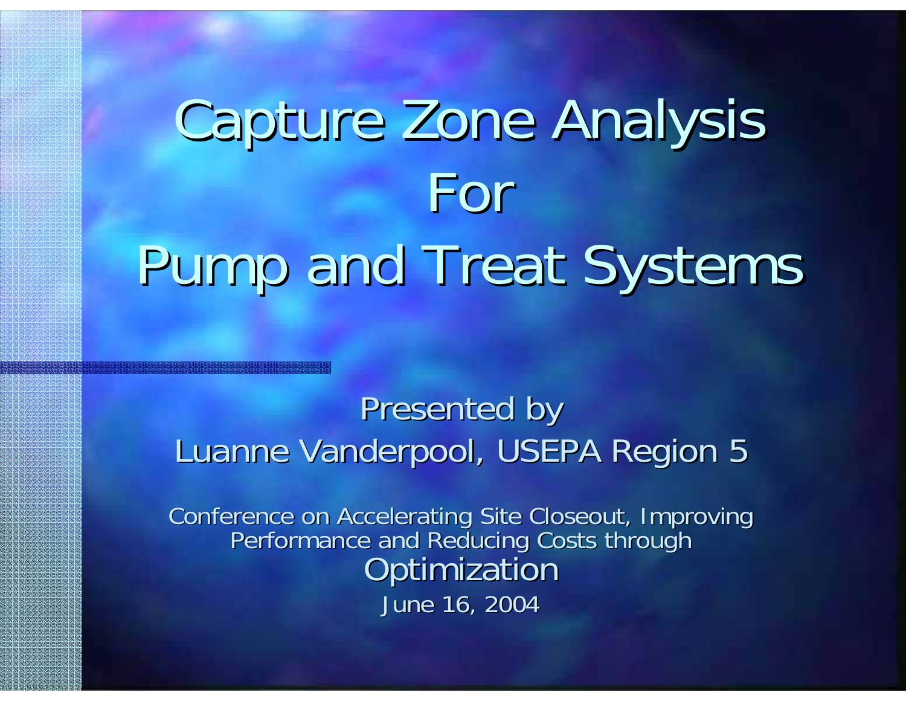# Capture Zone Analysis For Pump and Treat Systems

Presented by

Luanne Vanderpool, USEPA Region 5

Conference on Accelerating Site Closeout, Improving Performance and Reducing Costs through Optimization

June 16, 2004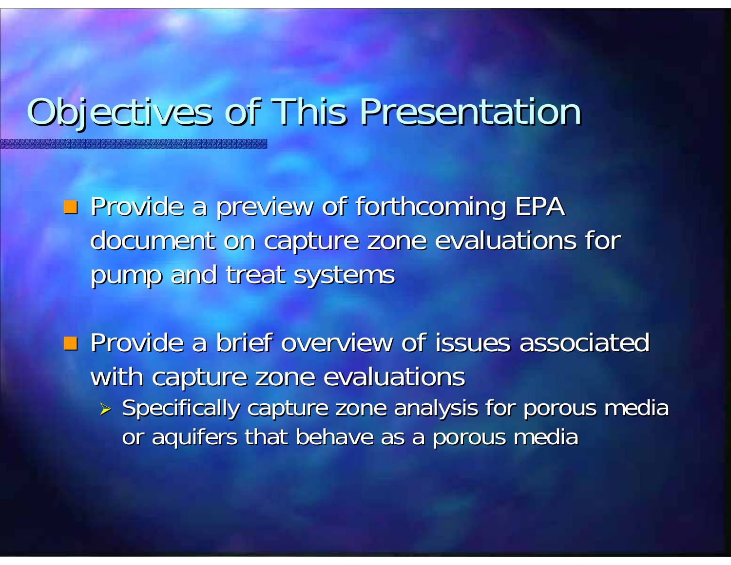# Objectives of This Presentation

- Provide a preview of forthcoming EPA document on capture zone evaluations for pump and treat systems

- Provide a brief overview of issues associated with capture zone evaluations
  - Specifically capture zone analysis for porous media or aquifers that behave as a porous media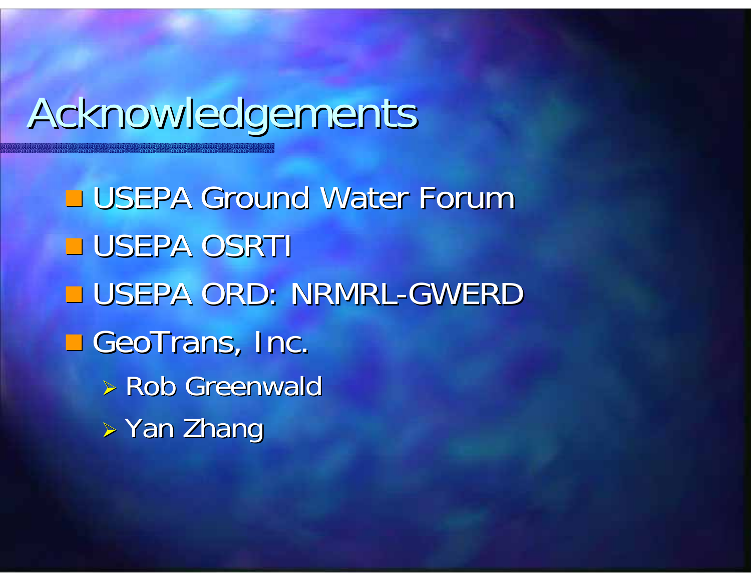# Acknowledgements

- USEPA Ground Water Forum
- USEPA OSRTI
- USEPA ORD: NRMRL-GWERD
- GeoTrans, Inc.
  - Rob Greenwald
  - Yan Zhang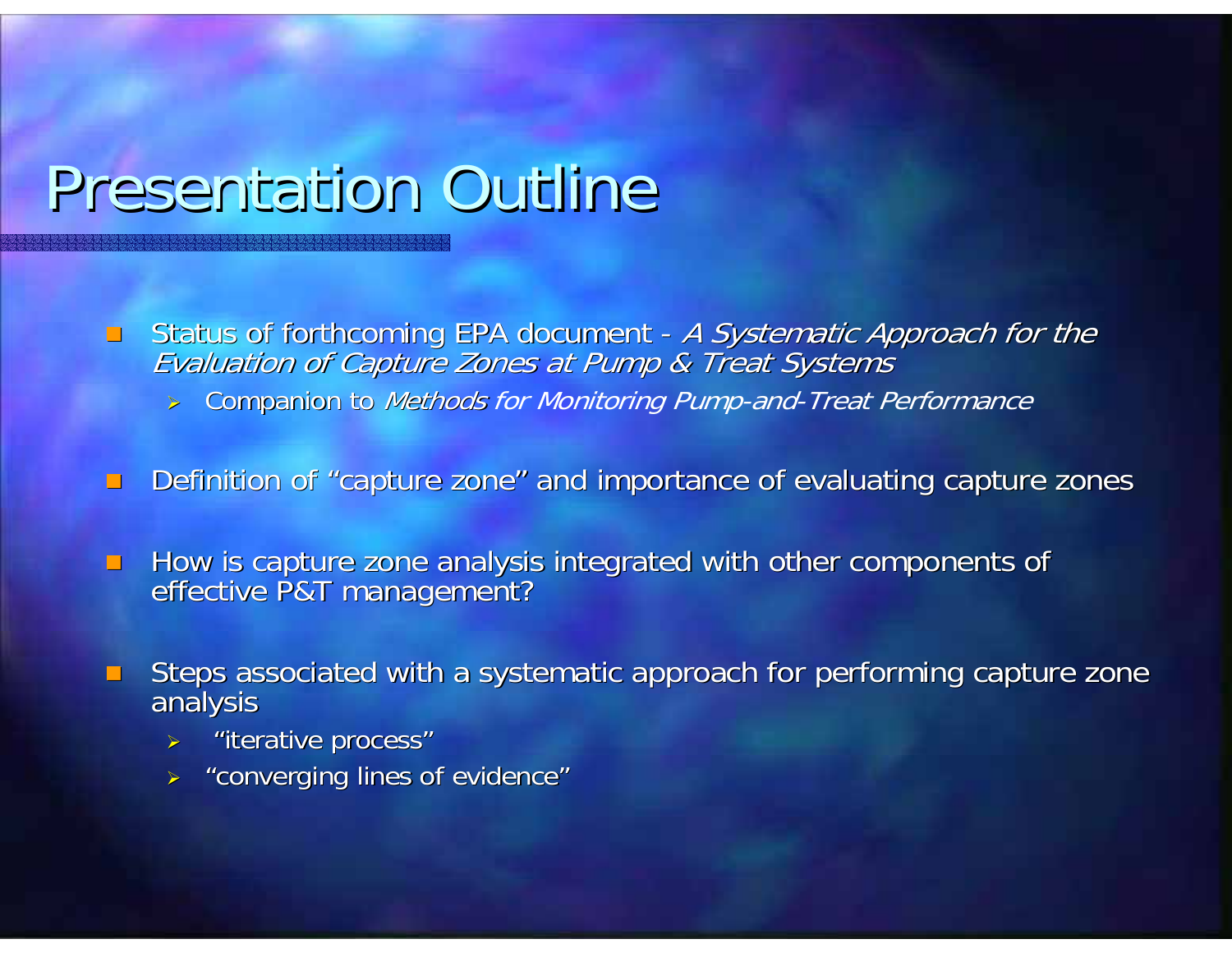# Presentation Outline

- Status of forthcoming EPA document - *A Systematic Approach for the Evaluation of Capture Zones at Pump & Treat Systems*
  - Companion to *Methods for Monitoring Pump-and-Treat Performance*
- Definition of "capture zone" and importance of evaluating capture zones
- How is capture zone analysis integrated with other components of effective P&T management?
- Steps associated with a systematic approach for performing capture zone analysis
  - "iterative process"
  - "converging lines of evidence"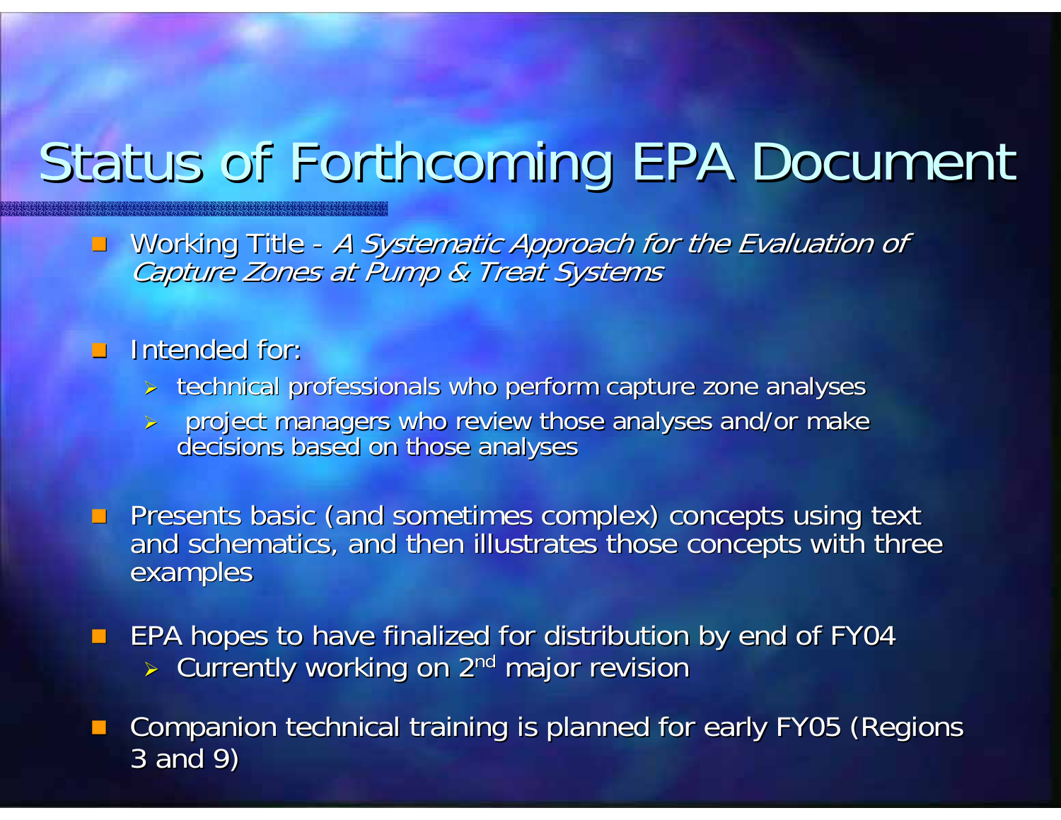# Status of Forthcoming EPA Document

- Working Title - *A Systematic Approach for the Evaluation of Capture Zones at Pump & Treat Systems*

- Intended for:
  - technical professionals who perform capture zone analyses
  - project managers who review those analyses and/or make decisions based on those analyses

- Presents basic (and sometimes complex) concepts using text and schematics, and then illustrates those concepts with three examples

- EPA hopes to have finalized for distribution by end of FY04
  - Currently working on 2nd major revision

- Companion technical training is planned for early FY05 (Regions 3 and 9)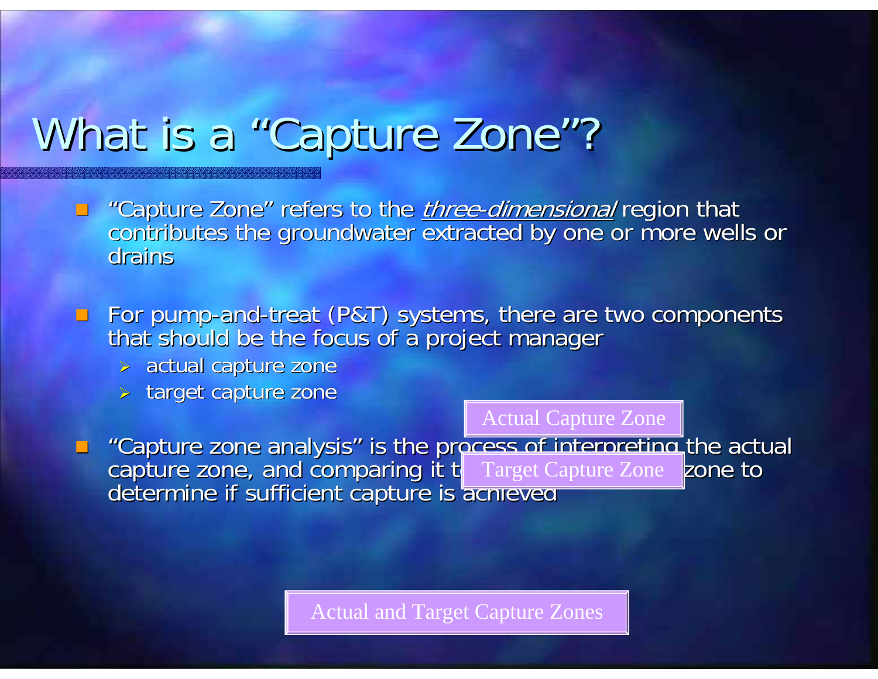# What is a "Capture Zone"?

- "Capture Zone" refers to the *three-dimensional* region that contributes the groundwater extracted by one or more wells or drains

- For pump-and-treat (P&T) systems, there are two components that should be the focus of a project manager
  - actual capture zone
  - target capture zone

- "Capture zone analysis" is the process of interpreting the actual capture zone, and comparing it to the target capture zone to determine if sufficient capture is achieved

Actual Capture Zone

Target Capture Zone

Actual and Target Capture Zones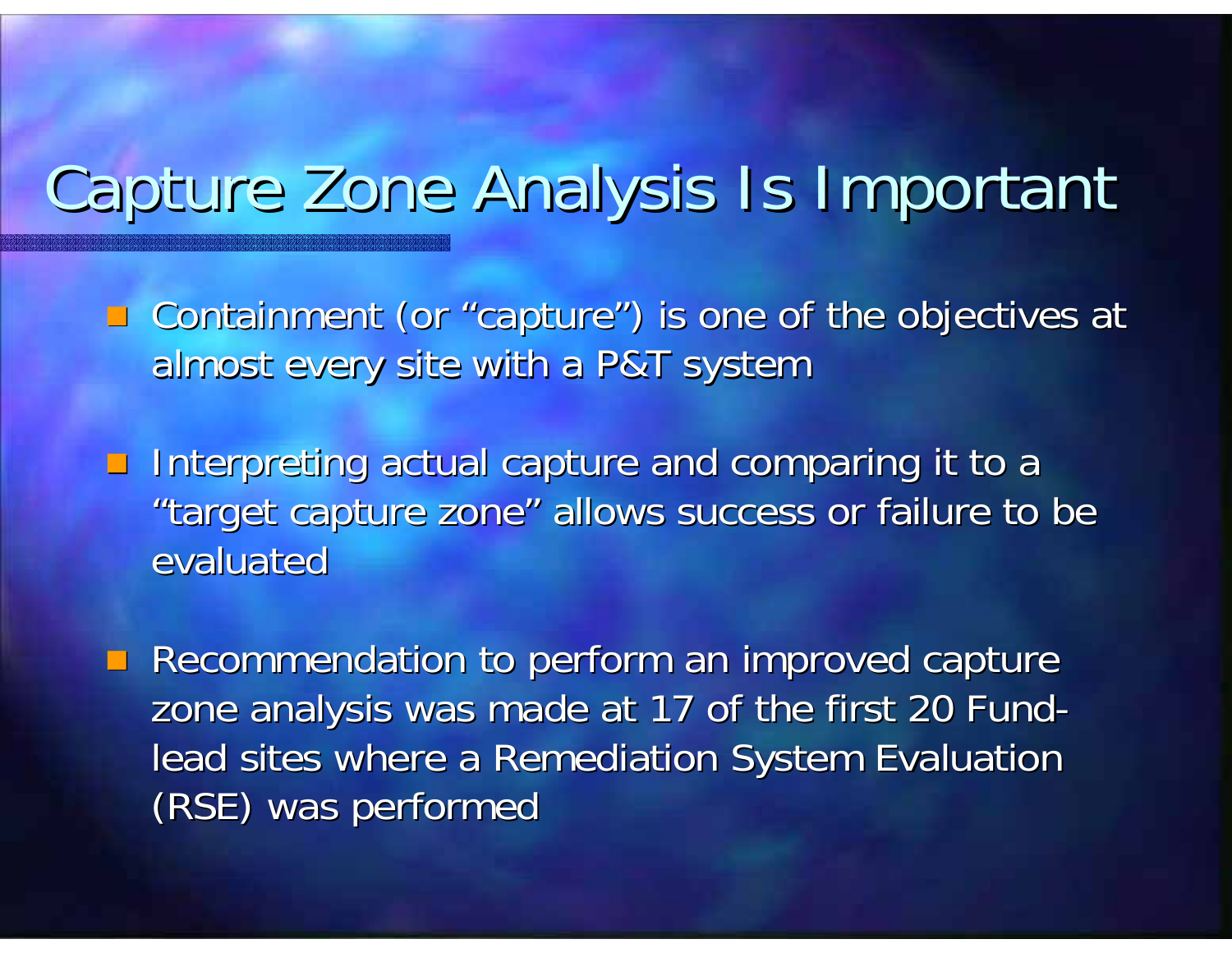# Capture Zone Analysis Is Important

- Containment (or “capture”) is one of the objectives at almost every site with a P&T system
- Interpreting actual capture and comparing it to a “target capture zone” allows success or failure to be evaluated
- Recommendation to perform an improved capture zone analysis was made at 17 of the first 20 Fund-lead sites where a Remediation System Evaluation (RSE) was performed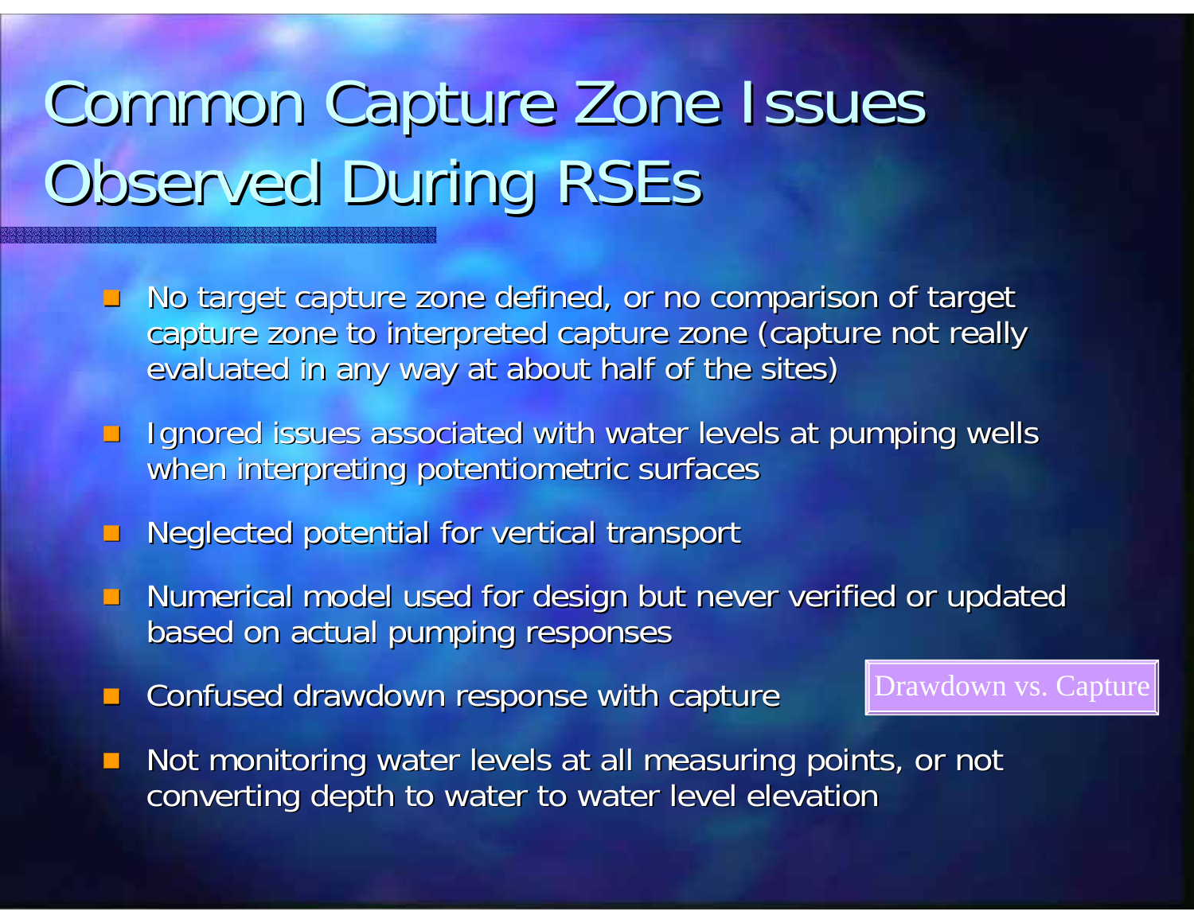# Common Capture Zone Issues Observed During RSEs

- No target capture zone defined, or no comparison of target capture zone to interpreted capture zone (capture not really evaluated in any way at about half of the sites)
- Ignored issues associated with water levels at pumping wells when interpreting potentiometric surfaces
- Neglected potential for vertical transport
- Numerical model used for design but never verified or updated based on actual pumping responses
- Confused drawdown response with capture
- Not monitoring water levels at all measuring points, or not converting depth to water to water level elevation

Drawdown vs. Capture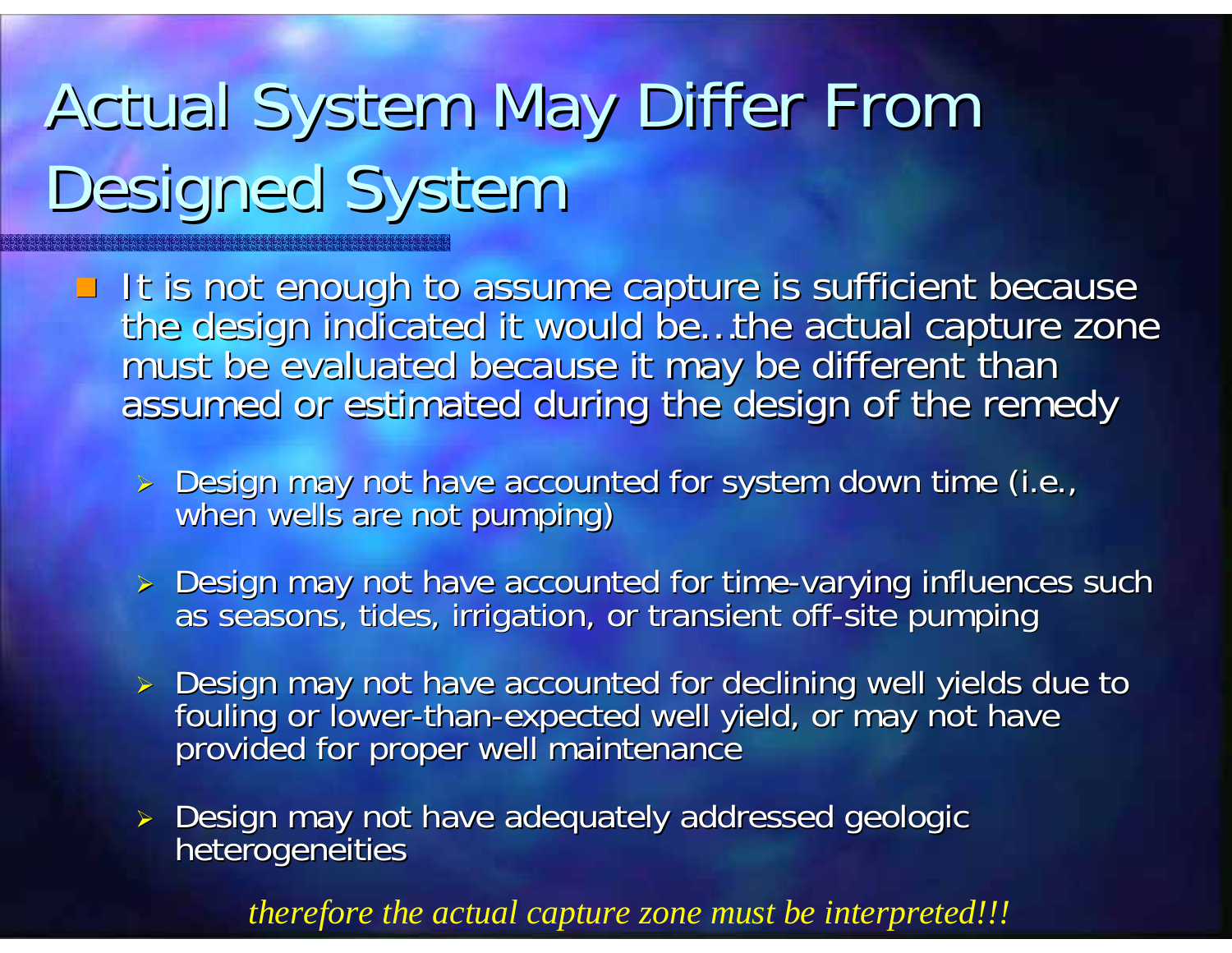# Actual System May Differ From Designed System

- It is not enough to assume capture is sufficient because the design indicated it would be…the actual capture zone must be evaluated because it may be different than assumed or estimated during the design of the remedy
  - Design may not have accounted for system down time (i.e., when wells are not pumping)
  - Design may not have accounted for time-varying influences such as seasons, tides, irrigation, or transient off-site pumping
  - Design may not have accounted for declining well yields due to fouling or lower-than-expected well yield, or may not have provided for proper well maintenance
  - Design may not have adequately addressed geologic heterogeneities

*therefore the actual capture zone must be interpreted!!!*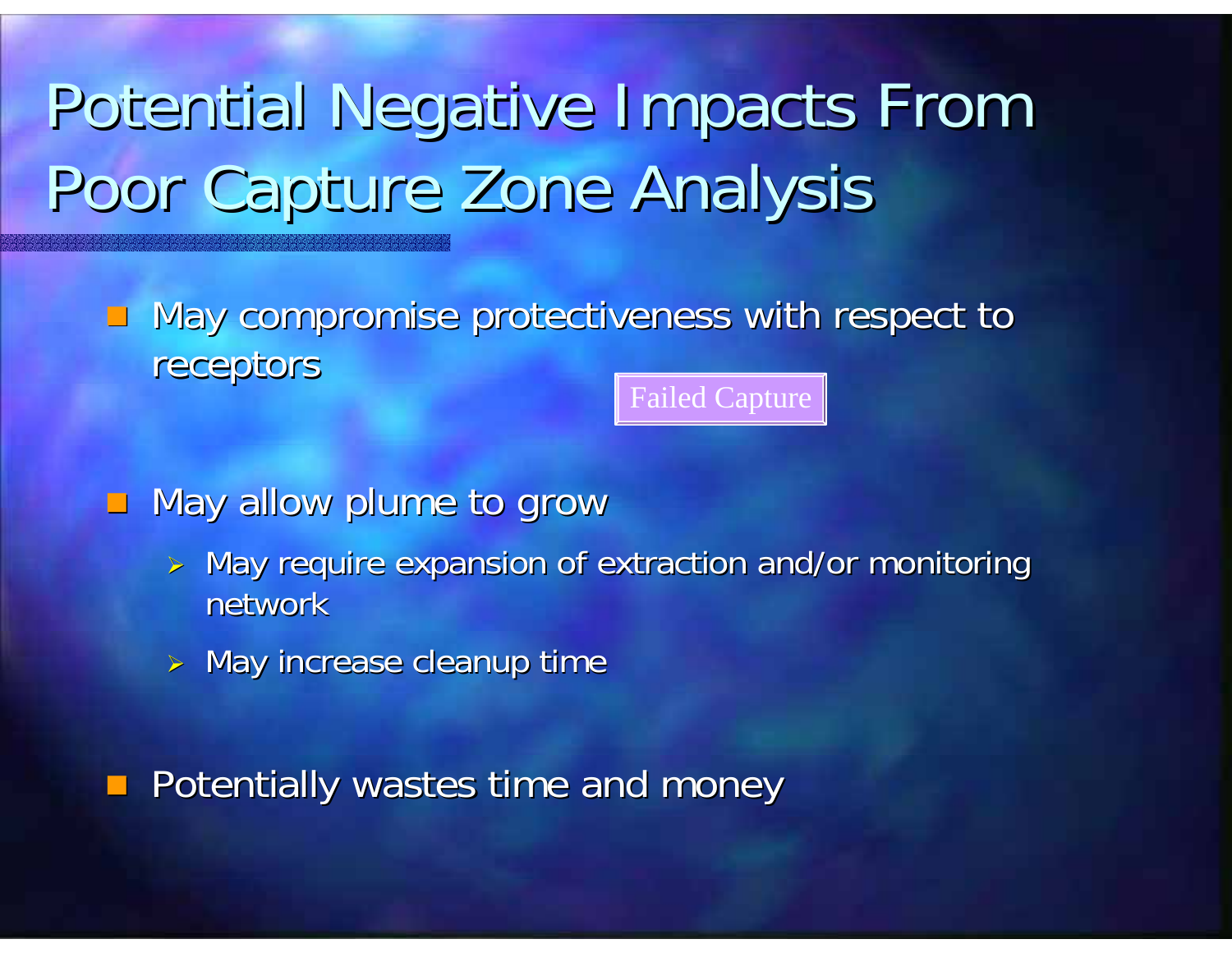# Potential Negative Impacts From Poor Capture Zone Analysis

- May compromise protectiveness with respect to receptors

Failed Capture

- May allow plume to grow
  - May require expansion of extraction and/or monitoring network
  - May increase cleanup time
- Potentially wastes time and money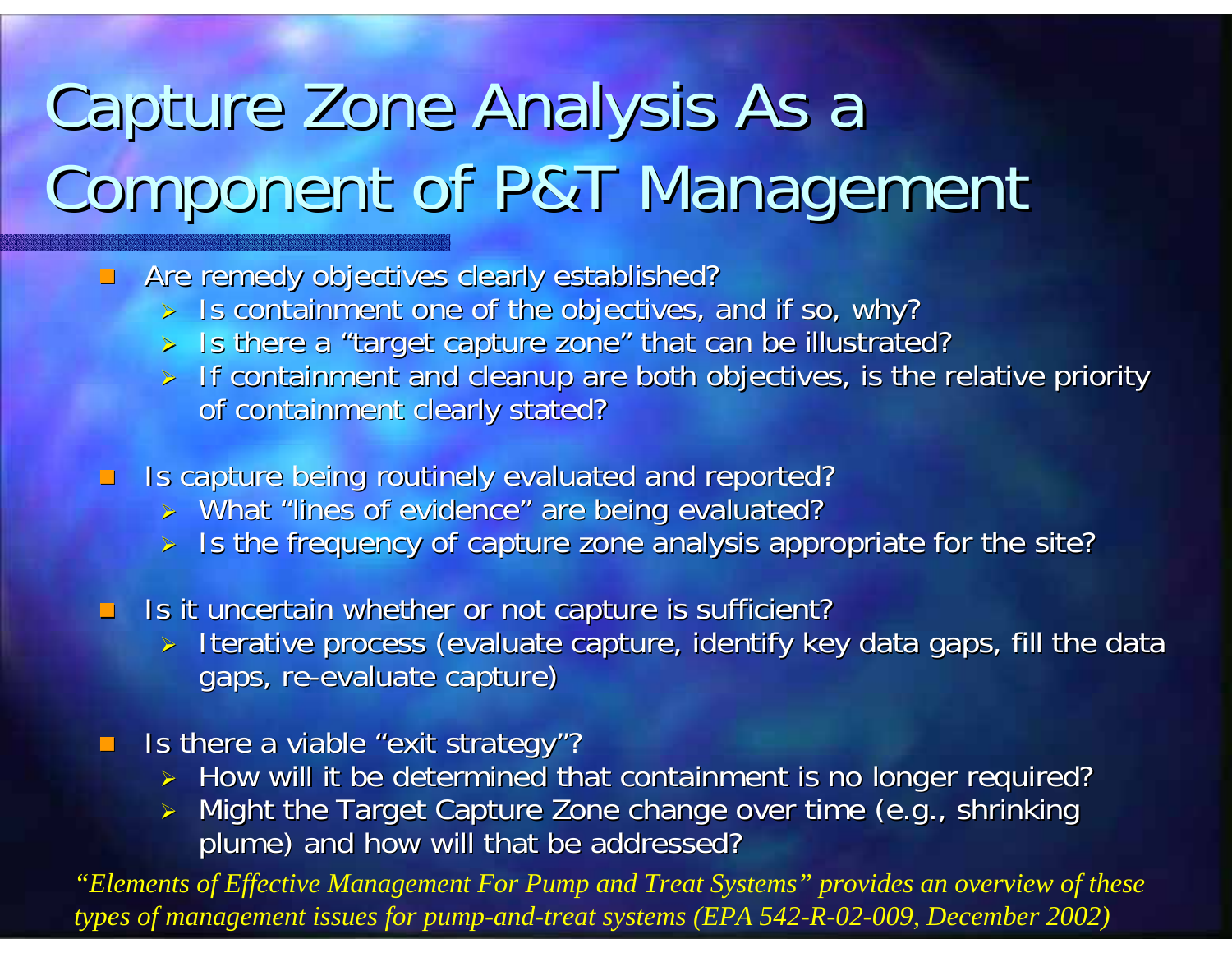# Capture Zone Analysis As a Component of P&T Management

- Are remedy objectives clearly established?
  - Is containment one of the objectives, and if so, why?
  - Is there a "target capture zone" that can be illustrated?
  - If containment and cleanup are both objectives, is the relative priority of containment clearly stated?
- Is capture being routinely evaluated and reported?
  - What "lines of evidence" are being evaluated?
  - Is the frequency of capture zone analysis appropriate for the site?
- Is it uncertain whether or not capture is sufficient?
  - Iterative process (evaluate capture, identify key data gaps, fill the data gaps, re-evaluate capture)
- Is there a viable "exit strategy"?
  - How will it be determined that containment is no longer required?
  - Might the Target Capture Zone change over time (e.g., shrinking plume) and how will that be addressed?

*"Elements of Effective Management For Pump and Treat Systems" provides an overview of these types of management issues for pump-and-treat systems (EPA 542-R-02-009, December 2002)*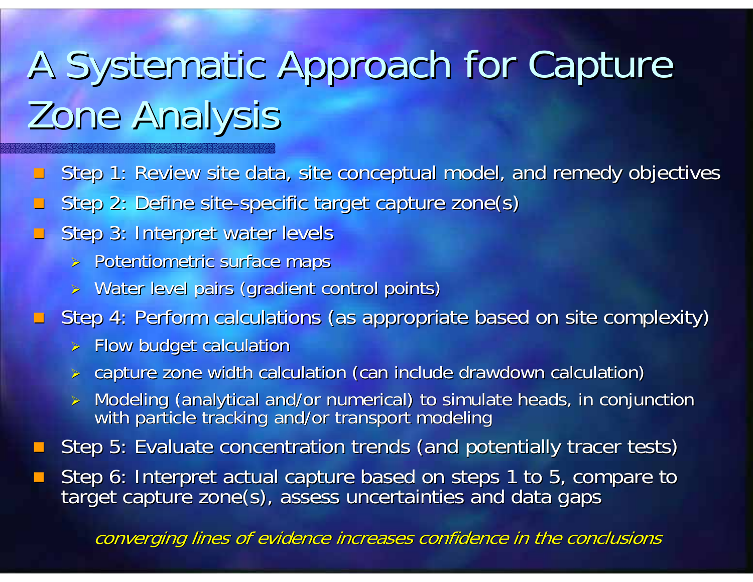# A Systematic Approach for Capture Zone Analysis

- Step 1: Review site data, site conceptual model, and remedy objectives
- Step 2: Define site-specific target capture zone(s)
- Step 3: Interpret water levels
  - Potentiometric surface maps
  - Water level pairs (gradient control points)
- Step 4: Perform calculations (as appropriate based on site complexity)
  - Flow budget calculation
  - capture zone width calculation (can include drawdown calculation)
  - Modeling (analytical and/or numerical) to simulate heads, in conjunction with particle tracking and/or transport modeling
- Step 5: Evaluate concentration trends (and potentially tracer tests)
- Step 6: Interpret actual capture based on steps 1 to 5, compare to target capture zone(s), assess uncertainties and data gaps

*converging lines of evidence increases confidence in the conclusions*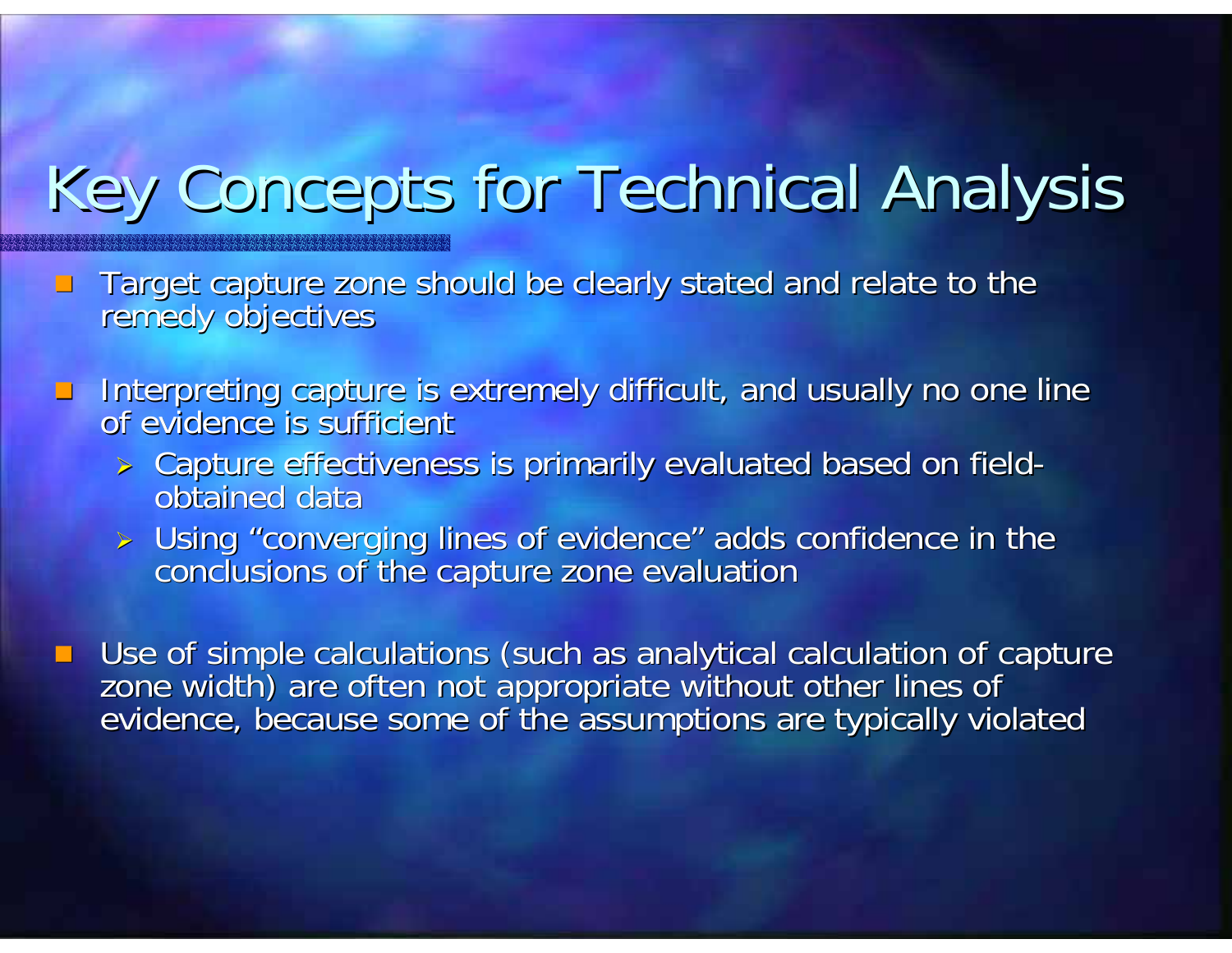# Key Concepts for Technical Analysis

- Target capture zone should be clearly stated and relate to the remedy objectives
- Interpreting capture is extremely difficult, and usually no one line of evidence is sufficient
  - Capture effectiveness is primarily evaluated based on field-obtained data
  - Using "converging lines of evidence" adds confidence in the conclusions of the capture zone evaluation
- Use of simple calculations (such as analytical calculation of capture zone width) are often not appropriate without other lines of evidence, because some of the assumptions are typically violated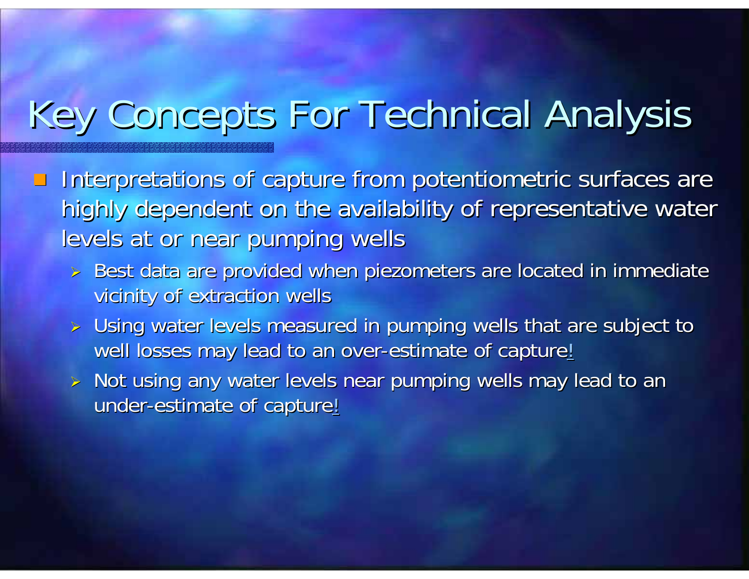# Key Concepts For Technical Analysis

- Interpretations of capture from potentiometric surfaces are highly dependent on the availability of representative water levels at or near pumping wells
  - Best data are provided when piezometers are located in immediate vicinity of extraction wells
  - Using water levels measured in pumping wells that are subject to well losses may lead to an over-estimate of capture!
  - Not using any water levels near pumping wells may lead to an under-estimate of capture!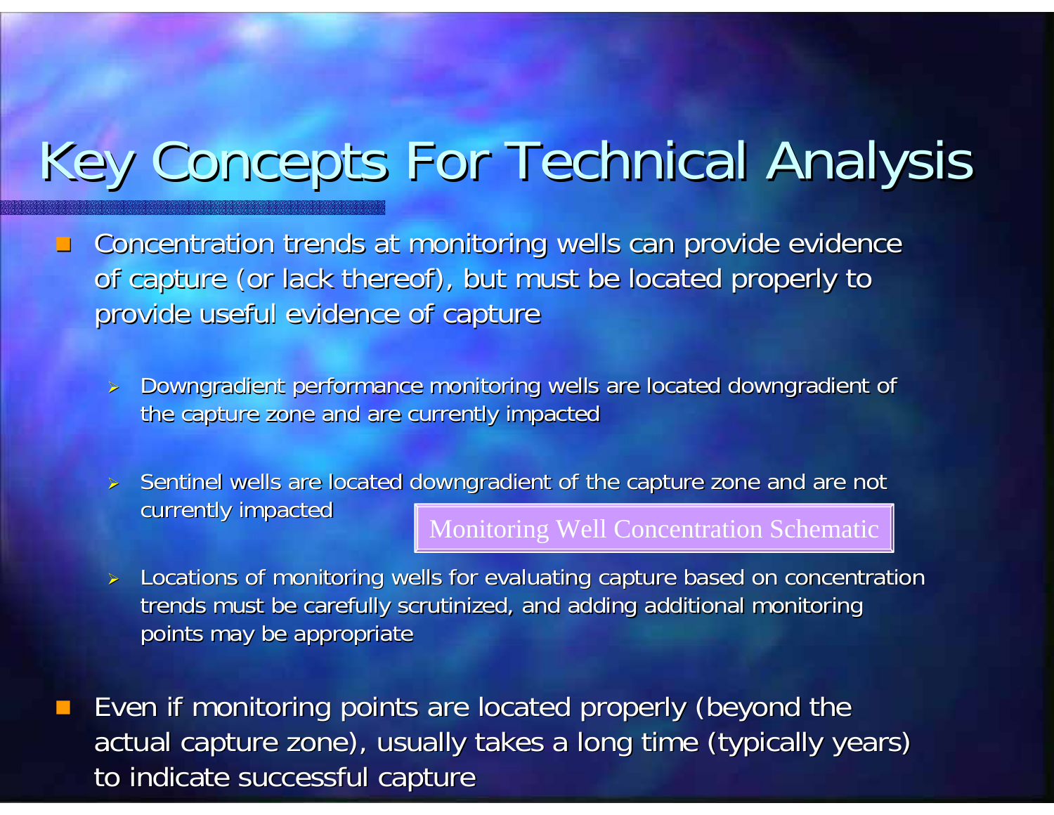# Key Concepts For Technical Analysis

- Concentration trends at monitoring wells can provide evidence of capture (or lack thereof), but must be located properly to provide useful evidence of capture
  - Downgradient performance monitoring wells are located downgradient of the capture zone and are currently impacted
  - Sentinel wells are located downgradient of the capture zone and are not currently impacted

    Monitoring Well Concentration Schematic

  - Locations of monitoring wells for evaluating capture based on concentration trends must be carefully scrutinized, and adding additional monitoring points may be appropriate
- Even if monitoring points are located properly (beyond the actual capture zone), usually takes a long time (typically years) to indicate successful capture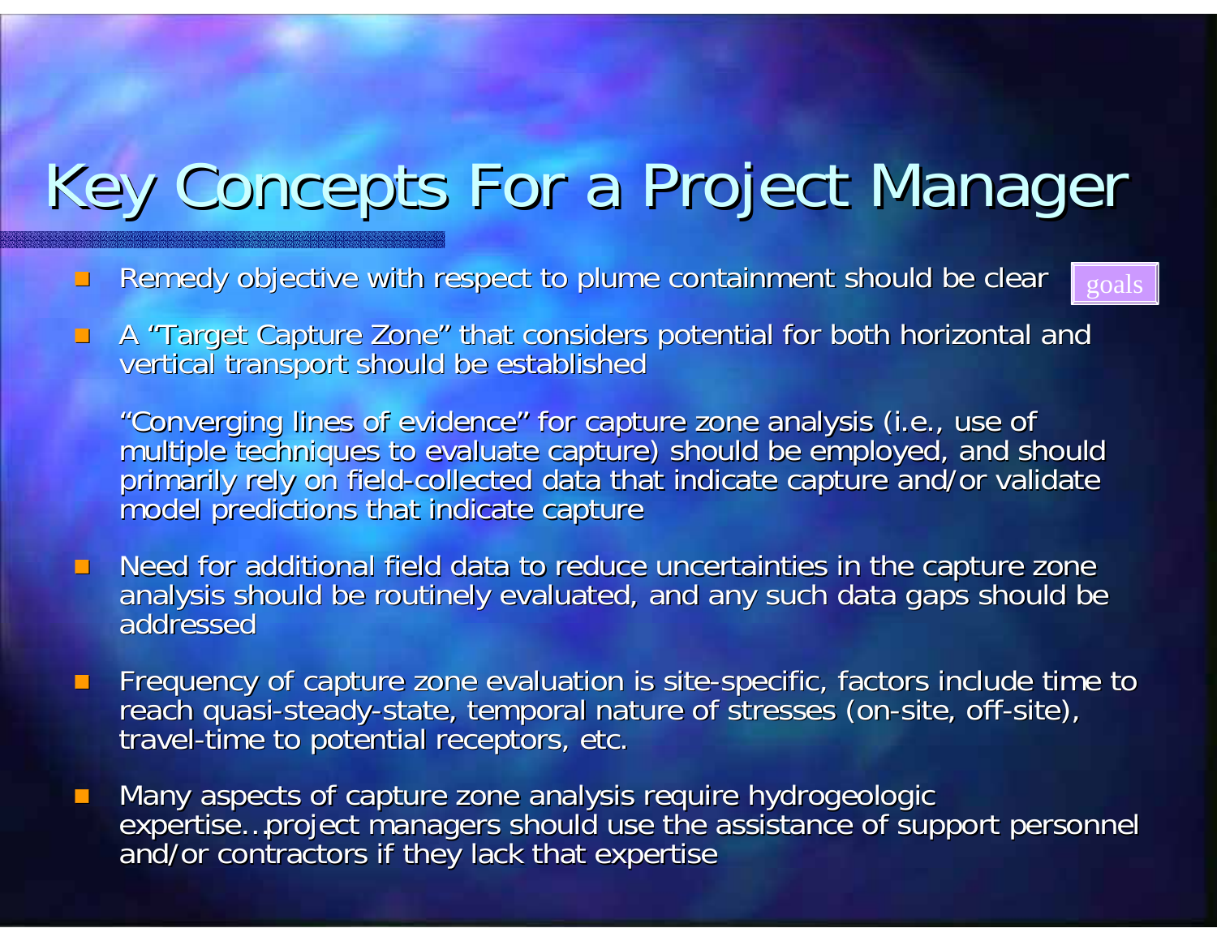# Key Concepts For a Project Manager

- Remedy objective with respect to plume containment should be clear goals
- A "Target Capture Zone" that considers potential for both horizontal and vertical transport should be established

  "Converging lines of evidence" for capture zone analysis (i.e., use of multiple techniques to evaluate capture) should be employed, and should primarily rely on field-collected data that indicate capture and/or validate model predictions that indicate capture
- Need for additional field data to reduce uncertainties in the capture zone analysis should be routinely evaluated, and any such data gaps should be addressed
- Frequency of capture zone evaluation is site-specific, factors include time to reach quasi-steady-state, temporal nature of stresses (on-site, off-site), travel-time to potential receptors, etc.
- Many aspects of capture zone analysis require hydrogeologic expertise…project managers should use the assistance of support personnel and/or contractors if they lack that expertise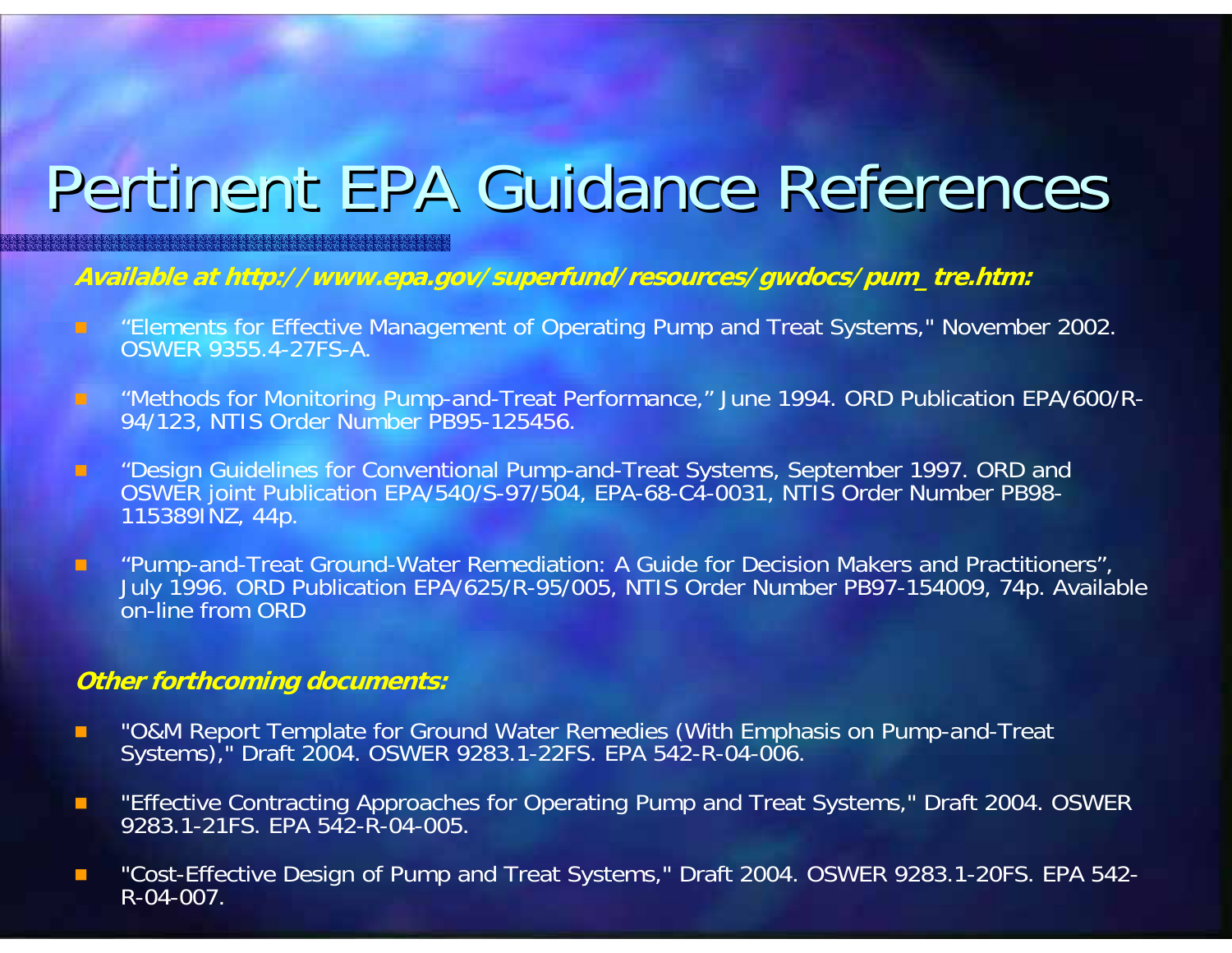# Pertinent EPA Guidance References

***Available at http://www.epa.gov/superfund/resources/gwdocs/pum_tre.htm:***

- “Elements for Effective Management of Operating Pump and Treat Systems," November 2002. OSWER 9355.4-27FS-A.
- “Methods for Monitoring Pump-and-Treat Performance,” June 1994. ORD Publication EPA/600/R-94/123, NTIS Order Number PB95-125456.
- “Design Guidelines for Conventional Pump-and-Treat Systems, September 1997. ORD and OSWER joint Publication EPA/540/S-97/504, EPA-68-C4-0031, NTIS Order Number PB98-115389INZ, 44p.
- “Pump-and-Treat Ground-Water Remediation: A Guide for Decision Makers and Practitioners”, July 1996. ORD Publication EPA/625/R-95/005, NTIS Order Number PB97-154009, 74p. Available on-line from ORD

***Other forthcoming documents:***

- "O&M Report Template for Ground Water Remedies (With Emphasis on Pump-and-Treat Systems)," Draft 2004. OSWER 9283.1-22FS. EPA 542-R-04-006.
- "Effective Contracting Approaches for Operating Pump and Treat Systems," Draft 2004. OSWER 9283.1-21FS. EPA 542-R-04-005.
- "Cost-Effective Design of Pump and Treat Systems," Draft 2004. OSWER 9283.1-20FS. EPA 542-R-04-007.